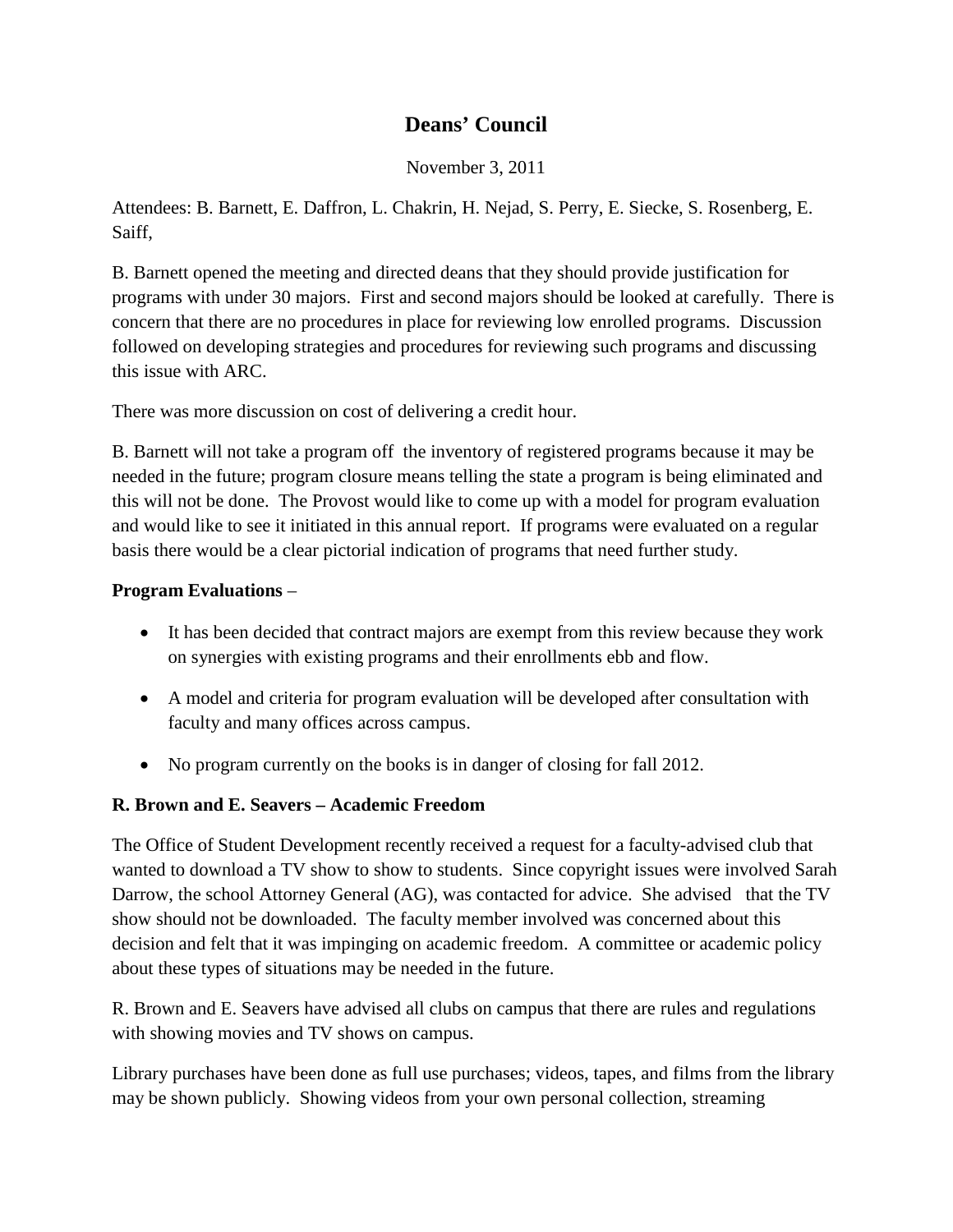# Deans' Council

November 3, 2011

Attendees: B. Barnett, E. Daffron, L. Chakrin, H. Nejad, S. Perry, E. Siecke, S. Rosenberg, E. Saiff,

B. Barnett opened the meeting and directed deans that they should provide justification for programs with under 30 majors. First and second majors should be looked at carefully. There is concern that there are no procedures in place for reviewing low enrolled programs. Discussion followed on developing strategies and procedures for reviewing such programs and discussing this issue with ARC.

There was more discussion on cost of delivering a credit hour.

B. Barnett will not take a program off the inventory of registered programs because it may be needed in the future; program closure means telling the state a program is being eliminated and this will not be done. The Provost would like to come up with a model for program evaluation and would like to see it initiated in this annual report. If programs were evaluated on a regular basis there would be a clear pictorial indication of programs that need further study.

**Program Evaluations** –

- It has been decided that contract majors are exempt from this review because they work on synergies with existing programs and their enrollments ebb and flow.
- A model and criteria for program evaluation will be developed after consultation with faculty and many offices across campus.
- No program currently on the books is in danger of closing for fall 2012.

**R. Brown and E. Seavers – Academic Freedom**

The Office of Student Development recently received a request for a faculty-advised club that wanted to download a TV show to show to students. Since copyright issues were involved Sarah Darrow, the school Attorney General (AG), was contacted for advice. She advised that the TV show should not be downloaded. The faculty member involved was concerned about this decision and felt that it was impinging on academic freedom. A committee or academic policy about these types of situations may be needed in the future.

R. Brown and E. Seavers have advised all clubs on campus that there are rules and regulations with showing movies and TV shows on campus.

Library purchases have been done as full use purchases; videos, tapes, and films from the library may be shown publicly. Showing videos from your own personal collection, streaming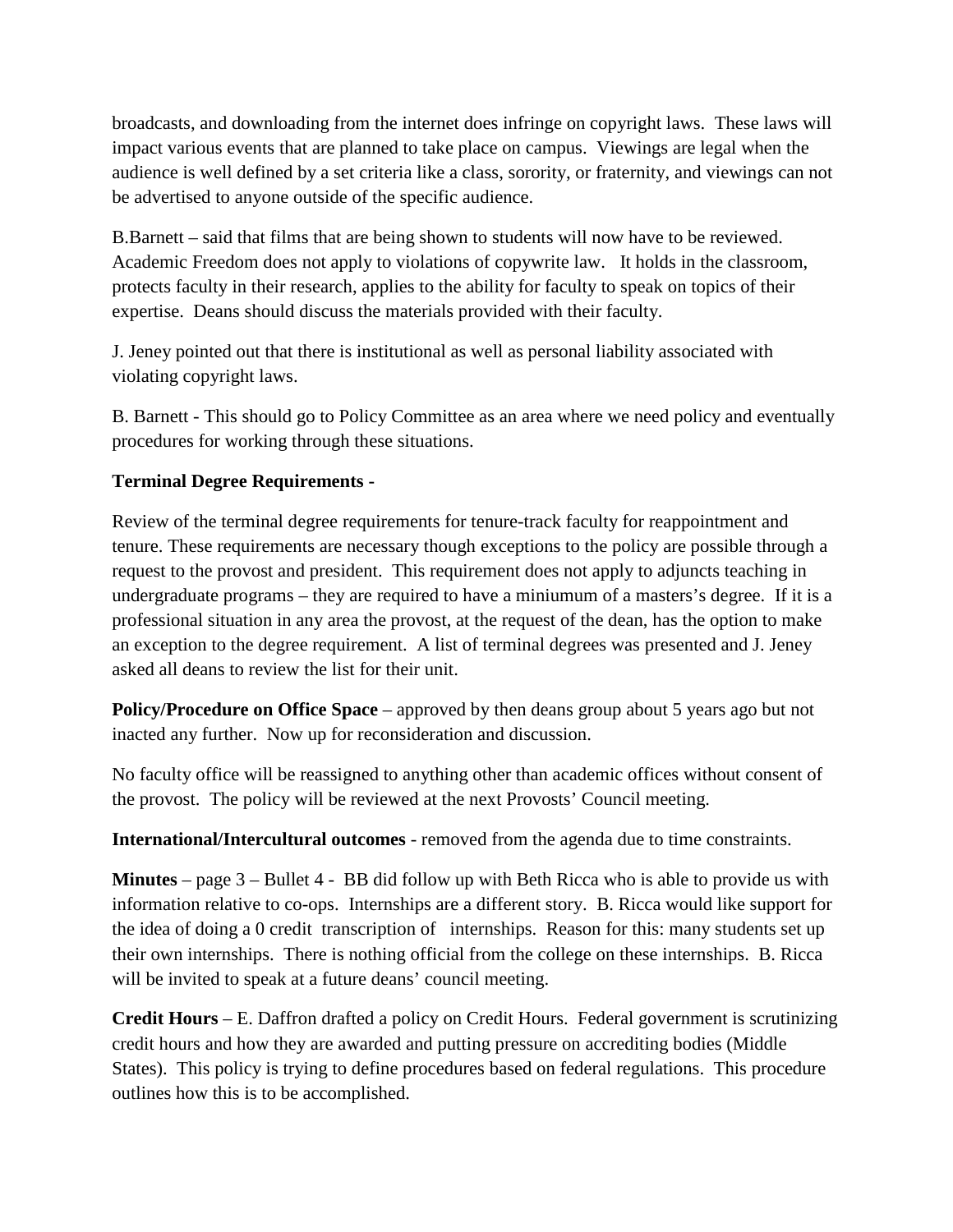broadcasts, and downloading from the internet does infringe on copyright laws. These laws will impact various events that are planned to take place on campus. Viewings are legal when the audience is well defined by a set criteria like a class, sorority, or fraternity, and viewings can not be advertised to anyone outside of the specific audience.

B.Barnett – said that films that are being shown to students will now have to be reviewed. Academic Freedom does not apply to violations of copywrite law. It holds in the classroom, protects faculty in their research, applies to the ability for faculty to speak on topics of their expertise. Deans should discuss the materials provided with their faculty.

J. Jeney pointed out that there is institutional as well as personal liability associated with violating copyright laws.

B. Barnett - This should go to Policy Committee as an area where we need policy and eventually procedures for working through these situations.

**Terminal Degree Requirements -**

Review of the terminal degree requirements for tenure-track faculty for reappointment and tenure. These requirements are necessary though exceptions to the policy are possible through a request to the provost and president. This requirement does not apply to adjuncts teaching in undergraduate programs – they are required to have a miniumum of a masters's degree. If it is a professional situation in any area the provost, at the request of the dean, has the option to make an exception to the degree requirement. A list of terminal degrees was presented and J. Jeney asked all deans to review the list for their unit.

**Policy/Procedure on Office Space** – approved by then deans group about 5 years ago but not inacted any further. Now up for reconsideration and discussion.

No faculty office will be reassigned to anything other than academic offices without consent of the provost. The policy will be reviewed at the next Provosts' Council meeting.

**International/Intercultural outcomes** - removed from the agenda due to time constraints.

**Minutes** – page 3 – Bullet 4 - BB did follow up with Beth Ricca who is able to provide us with information relative to co-ops. Internships are a different story. B. Ricca would like support for the idea of doing a 0 credit transcription of internships. Reason for this: many students set up their own internships. There is nothing official from the college on these internships. B. Ricca will be invited to speak at a future deans' council meeting.

**Credit Hours** – E. Daffron drafted a policy on Credit Hours. Federal government is scrutinizing credit hours and how they are awarded and putting pressure on accrediting bodies (Middle States). This policy is trying to define procedures based on federal regulations. This procedure outlines how this is to be accomplished.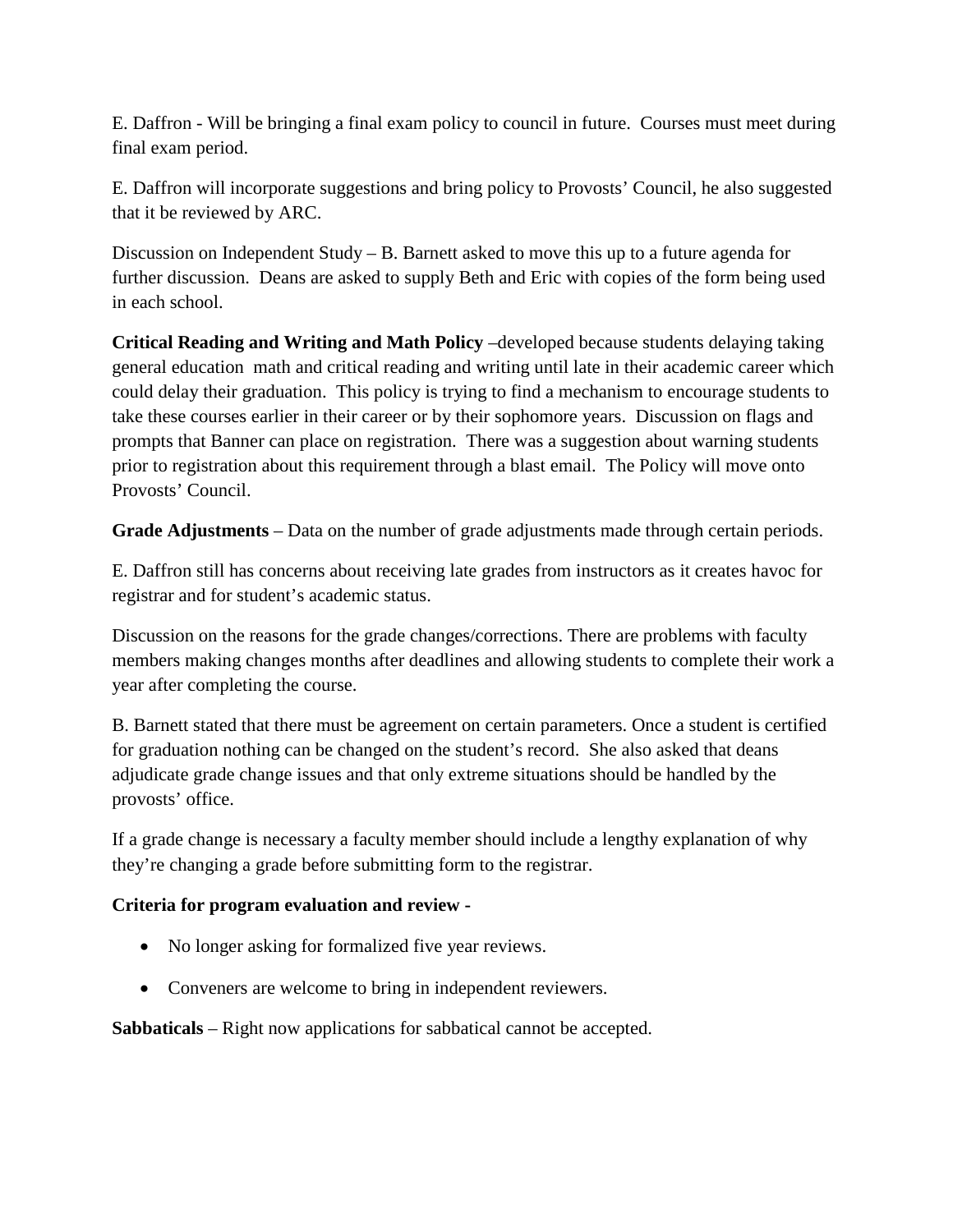E. Daffron - Will be bringing a final exam policy to council in future.  Courses must meet during final exam period.

E. Daffron will incorporate suggestions and bring policy to Provosts' Council, he also suggested that it be reviewed by ARC.

Discussion on Independent Study – B. Barnett asked to move this up to a future agenda for further discussion.  Deans are asked to supply Beth and Eric with copies of the form being used in each school.

**Critical Reading and Writing and Math Policy** –developed because students delaying taking general education  math and critical reading and writing until late in their academic career which could delay their graduation.  This policy is trying to find a mechanism to encourage students to take these courses earlier in their career or by their sophomore years.  Discussion on flags and prompts that Banner can place on registration.  There was a suggestion about warning students prior to registration about this requirement through a blast email.  The Policy will move onto Provosts' Council.

**Grade Adjustments** – Data on the number of grade adjustments made through certain periods.

E. Daffron still has concerns about receiving late grades from instructors as it creates havoc for registrar and for student's academic status.

Discussion on the reasons for the grade changes/corrections. There are problems with faculty members making changes months after deadlines and allowing students to complete their work a year after completing the course.

B. Barnett stated that there must be agreement on certain parameters. Once a student is certified for graduation nothing can be changed on the student's record.  She also asked that deans adjudicate grade change issues and that only extreme situations should be handled by the provosts' office.

If a grade change is necessary a faculty member should include a lengthy explanation of why they're changing a grade before submitting form to the registrar.

**Criteria for program evaluation and review -**

- No longer asking for formalized five year reviews.
- Conveners are welcome to bring in independent reviewers.

**Sabbaticals** – Right now applications for sabbatical cannot be accepted.